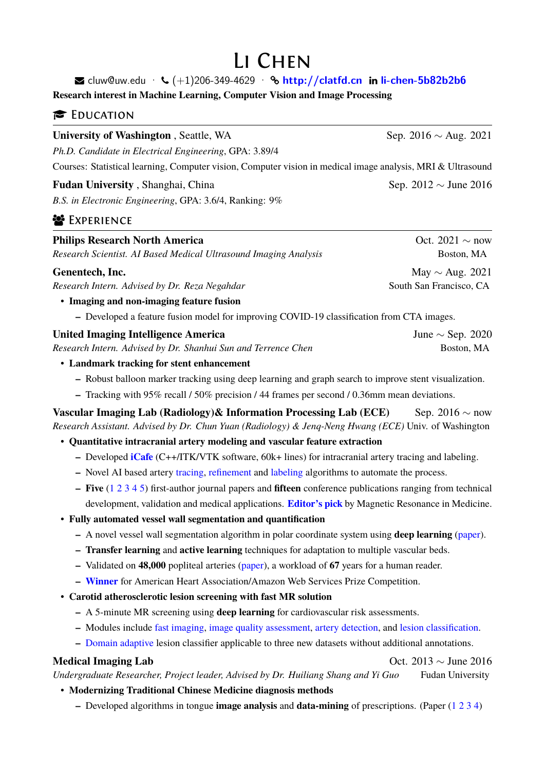# Li Chen

cluw@uw.edu · (+1)206-349-4629 · **http://clatfd.cn** **li-chen-5b82b2b6**

**Research interest in Machine Learning, Computer Vision and Image Processing**

## Education

**University of Washington** , Seattle, WA — Sep. 2016 ~ Aug. 2021
*Ph.D. Candidate in Electrical Engineering*, GPA: 3.89/4
Courses: Statistical learning, Computer vision, Computer vision in medical image analysis, MRI & Ultrasound

**Fudan University** , Shanghai, China — Sep. 2012 ~ June 2016
*B.S. in Electronic Engineering*, GPA: 3.6/4, Ranking: 9%

## Experience

**Philips Research North America** — Oct. 2021 ~ now
*Research Scientist. AI Based Medical Ultrasound Imaging Analysis* — Boston, MA

**Genentech, Inc.** — May ~ Aug. 2021
*Research Intern. Advised by Dr. Reza Negahdar* — South San Francisco, CA

- **Imaging and non-imaging feature fusion**
  - Developed a feature fusion model for improving COVID-19 classification from CTA images.

**United Imaging Intelligence America** — June ~ Sep. 2020
*Research Intern. Advised by Dr. Shanhui Sun and Terrence Chen* — Boston, MA

- **Landmark tracking for stent enhancement**
  - Robust balloon marker tracking using deep learning and graph search to improve stent visualization.
  - Tracking with 95% recall / 50% precision / 44 frames per second / 0.36mm mean deviations.

**Vascular Imaging Lab (Radiology)& Information Processing Lab (ECE)** — Sep. 2016 ~ now
*Research Assistant. Advised by Dr. Chun Yuan (Radiology) & Jenq-Neng Hwang (ECE)* — Univ. of Washington

- **Quantitative intracranial artery modeling and vascular feature extraction**
  - Developed **iCafe** (C++/ITK/VTK software, 60k+ lines) for intracranial artery tracing and labeling.
  - Novel AI based artery tracing, refinement and labeling algorithms to automate the process.
  - **Five** (1 2 3 4 5) first-author journal papers and **fifteen** conference publications ranging from technical development, validation and medical applications. **Editor's pick** by Magnetic Resonance in Medicine.
- **Fully automated vessel wall segmentation and quantification**
  - A novel vessel wall segmentation algorithm in polar coordinate system using **deep learning** (paper).
  - **Transfer learning** and **active learning** techniques for adaptation to multiple vascular beds.
  - Validated on **48,000** popliteal arteries (paper), a workload of **67** years for a human reader.
  - **Winner** for American Heart Association/Amazon Web Services Prize Competition.
- **Carotid atherosclerotic lesion screening with fast MR solution**
  - A 5-minute MR screening using **deep learning** for cardiovascular risk assessments.
  - Modules include fast imaging, image quality assessment, artery detection, and lesion classification.
  - Domain adaptive lesion classifier applicable to three new datasets without additional annotations.

**Medical Imaging Lab** — Oct. 2013 ~ June 2016
*Undergraduate Researcher, Project leader, Advised by Dr. Huiliang Shang and Yi Guo* — Fudan University

- **Modernizing Traditional Chinese Medicine diagnosis methods**
  - Developed algorithms in tongue **image analysis** and **data-mining** of prescriptions. (Paper (1 2 3 4)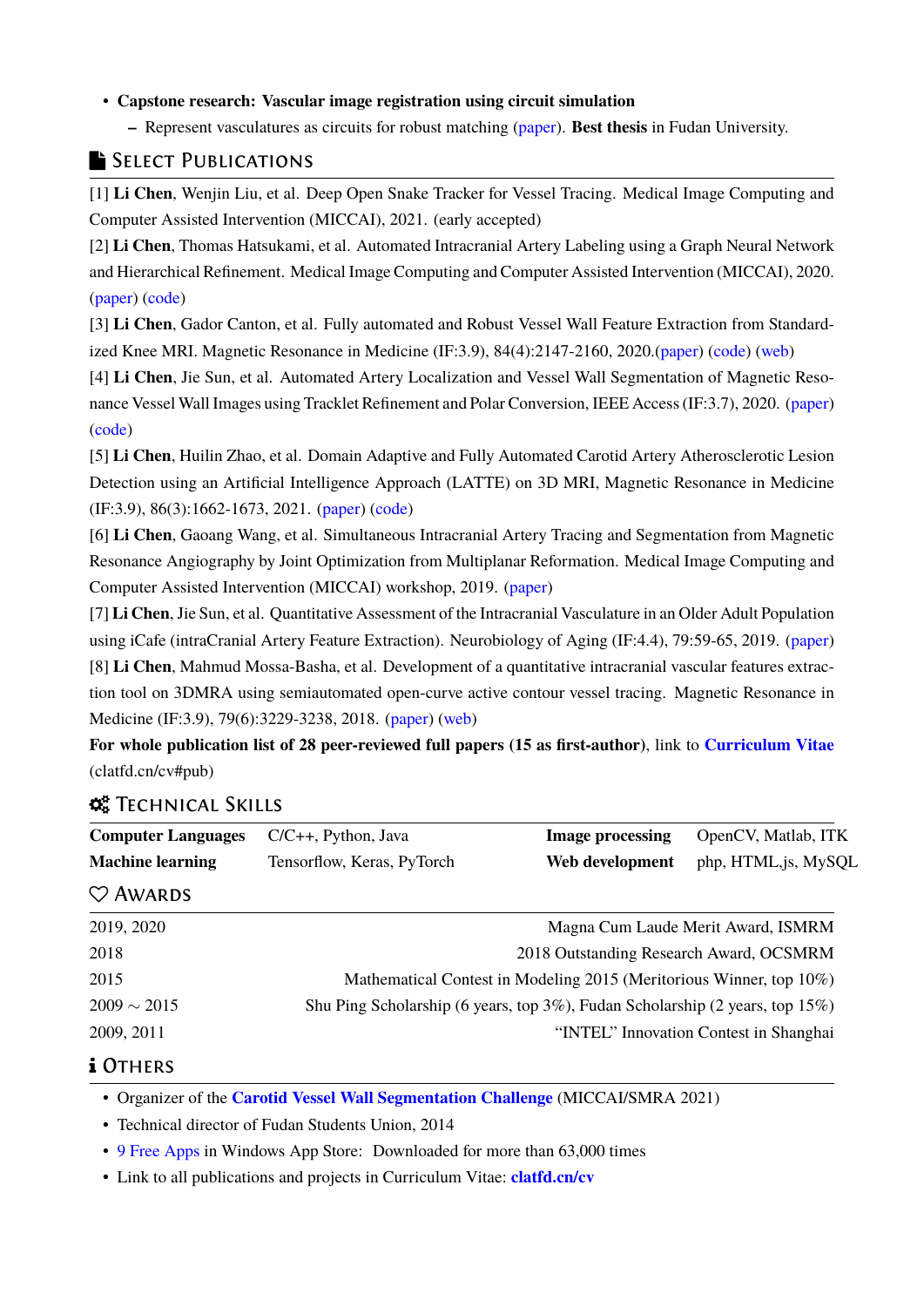- **Capstone research: Vascular image registration using circuit simulation**
  - Represent vasculatures as circuits for robust matching (paper). **Best thesis** in Fudan University.

## Select Publications

[1] **Li Chen**, Wenjin Liu, et al. Deep Open Snake Tracker for Vessel Tracing. Medical Image Computing and Computer Assisted Intervention (MICCAI), 2021. (early accepted)

[2] **Li Chen**, Thomas Hatsukami, et al. Automated Intracranial Artery Labeling using a Graph Neural Network and Hierarchical Refinement. Medical Image Computing and Computer Assisted Intervention (MICCAI), 2020. (paper) (code)

[3] **Li Chen**, Gador Canton, et al. Fully automated and Robust Vessel Wall Feature Extraction from Standardized Knee MRI. Magnetic Resonance in Medicine (IF:3.9), 84(4):2147-2160, 2020.(paper) (code) (web)

[4] **Li Chen**, Jie Sun, et al. Automated Artery Localization and Vessel Wall Segmentation of Magnetic Resonance Vessel Wall Images using Tracklet Refinement and Polar Conversion, IEEE Access (IF:3.7), 2020. (paper) (code)

[5] **Li Chen**, Huilin Zhao, et al. Domain Adaptive and Fully Automated Carotid Artery Atherosclerotic Lesion Detection using an Artificial Intelligence Approach (LATTE) on 3D MRI, Magnetic Resonance in Medicine (IF:3.9), 86(3):1662-1673, 2021. (paper) (code)

[6] **Li Chen**, Gaoang Wang, et al. Simultaneous Intracranial Artery Tracing and Segmentation from Magnetic Resonance Angiography by Joint Optimization from Multiplanar Reformation. Medical Image Computing and Computer Assisted Intervention (MICCAI) workshop, 2019. (paper)

[7] **Li Chen**, Jie Sun, et al. Quantitative Assessment of the Intracranial Vasculature in an Older Adult Population using iCafe (intraCranial Artery Feature Extraction). Neurobiology of Aging (IF:4.4), 79:59-65, 2019. (paper)

[8] **Li Chen**, Mahmud Mossa-Basha, et al. Development of a quantitative intracranial vascular features extraction tool on 3DMRA using semiautomated open-curve active contour vessel tracing. Magnetic Resonance in Medicine (IF:3.9), 79(6):3229-3238, 2018. (paper) (web)

**For whole publication list of 28 peer-reviewed full papers (15 as first-author)**, link to **Curriculum Vitae** (clatfd.cn/cv#pub)

## Technical Skills

| | | | |
|---|---|---|---|
| **Computer Languages** | C/C++, Python, Java | **Image processing** | OpenCV, Matlab, ITK |
| **Machine learning** | Tensorflow, Keras, PyTorch | **Web development** | php, HTML,js, MySQL |

## Awards

| | |
|---|---|
| 2019, 2020 | Magna Cum Laude Merit Award, ISMRM |
| 2018 | 2018 Outstanding Research Award, OCSMRM |
| 2015 | Mathematical Contest in Modeling 2015 (Meritorious Winner, top 10%) |
| 2009 ~ 2015 | Shu Ping Scholarship (6 years, top 3%), Fudan Scholarship (2 years, top 15%) |
| 2009, 2011 | "INTEL" Innovation Contest in Shanghai |

## Others

- Organizer of the **Carotid Vessel Wall Segmentation Challenge** (MICCAI/SMRA 2021)
- Technical director of Fudan Students Union, 2014
- 9 Free Apps in Windows App Store: Downloaded for more than 63,000 times
- Link to all publications and projects in Curriculum Vitae: **clatfd.cn/cv**